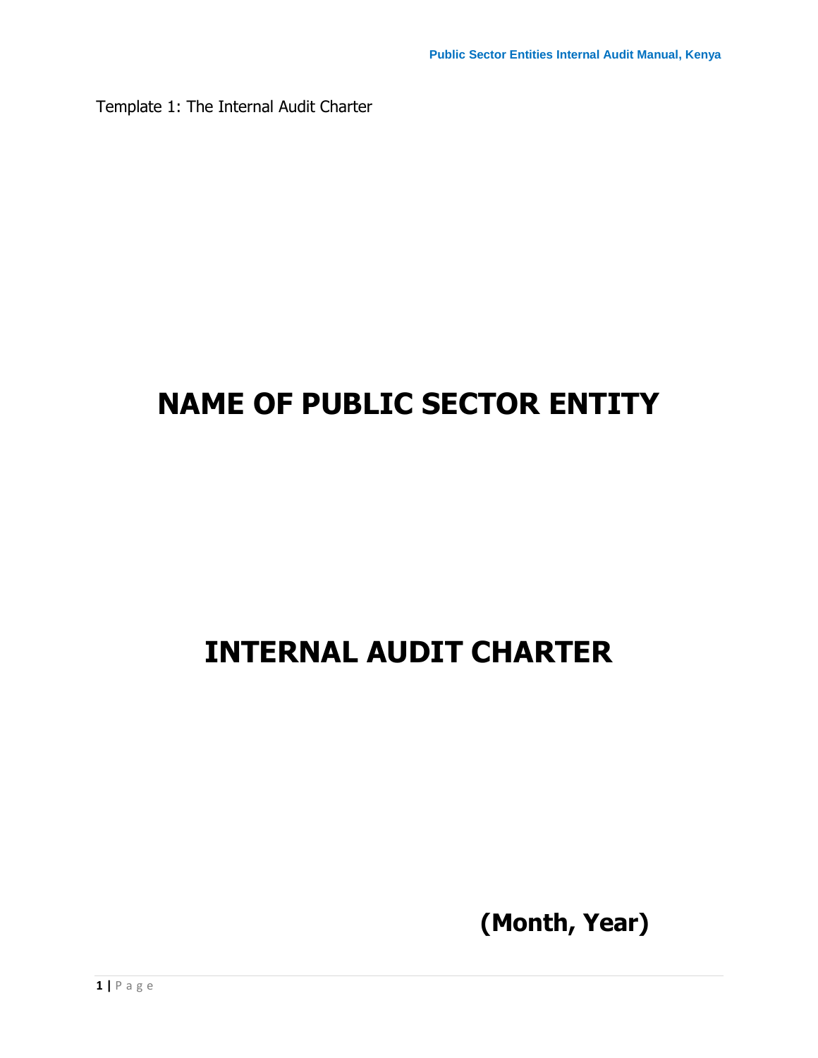Template 1: The Internal Audit Charter

# NAME OF PUBLIC SECTOR ENTITY

# INTERNAL AUDIT CHARTER

**(Month, Year)**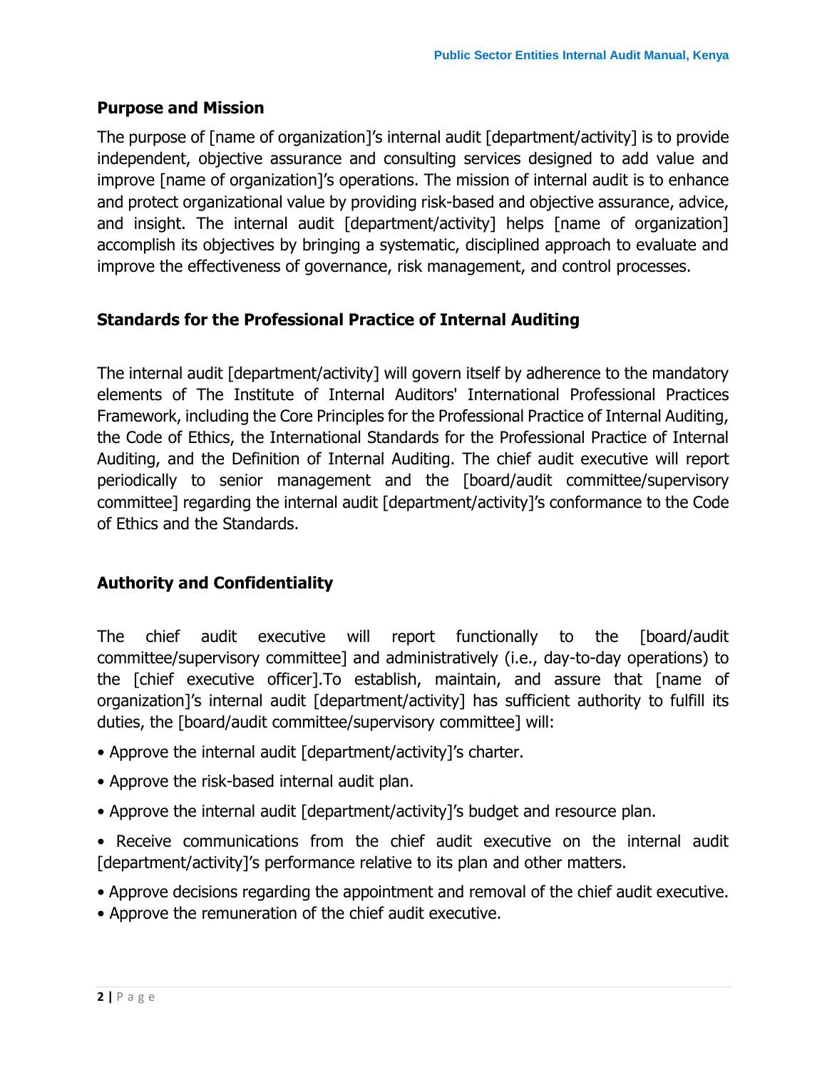## Purpose and Mission

The purpose of [name of organization]'s internal audit [department/activity] is to provide independent, objective assurance and consulting services designed to add value and improve [name of organization]'s operations. The mission of internal audit is to enhance and protect organizational value by providing risk-based and objective assurance, advice, and insight. The internal audit [department/activity] helps [name of organization] accomplish its objectives by bringing a systematic, disciplined approach to evaluate and improve the effectiveness of governance, risk management, and control processes.

## Standards for the Professional Practice of Internal Auditing

The internal audit [department/activity] will govern itself by adherence to the mandatory elements of The Institute of Internal Auditors' International Professional Practices Framework, including the Core Principles for the Professional Practice of Internal Auditing, the Code of Ethics, the International Standards for the Professional Practice of Internal Auditing, and the Definition of Internal Auditing. The chief audit executive will report periodically to senior management and the [board/audit committee/supervisory committee] regarding the internal audit [department/activity]'s conformance to the Code of Ethics and the Standards.

## Authority and Confidentiality

The chief audit executive will report functionally to the [board/audit committee/supervisory committee] and administratively (i.e., day-to-day operations) to the [chief executive officer].To establish, maintain, and assure that [name of organization]'s internal audit [department/activity] has sufficient authority to fulfill its duties, the [board/audit committee/supervisory committee] will:

- Approve the internal audit [department/activity]'s charter.
- Approve the risk-based internal audit plan.
- Approve the internal audit [department/activity]'s budget and resource plan.
- Receive communications from the chief audit executive on the internal audit [department/activity]'s performance relative to its plan and other matters.
- Approve decisions regarding the appointment and removal of the chief audit executive.
- Approve the remuneration of the chief audit executive.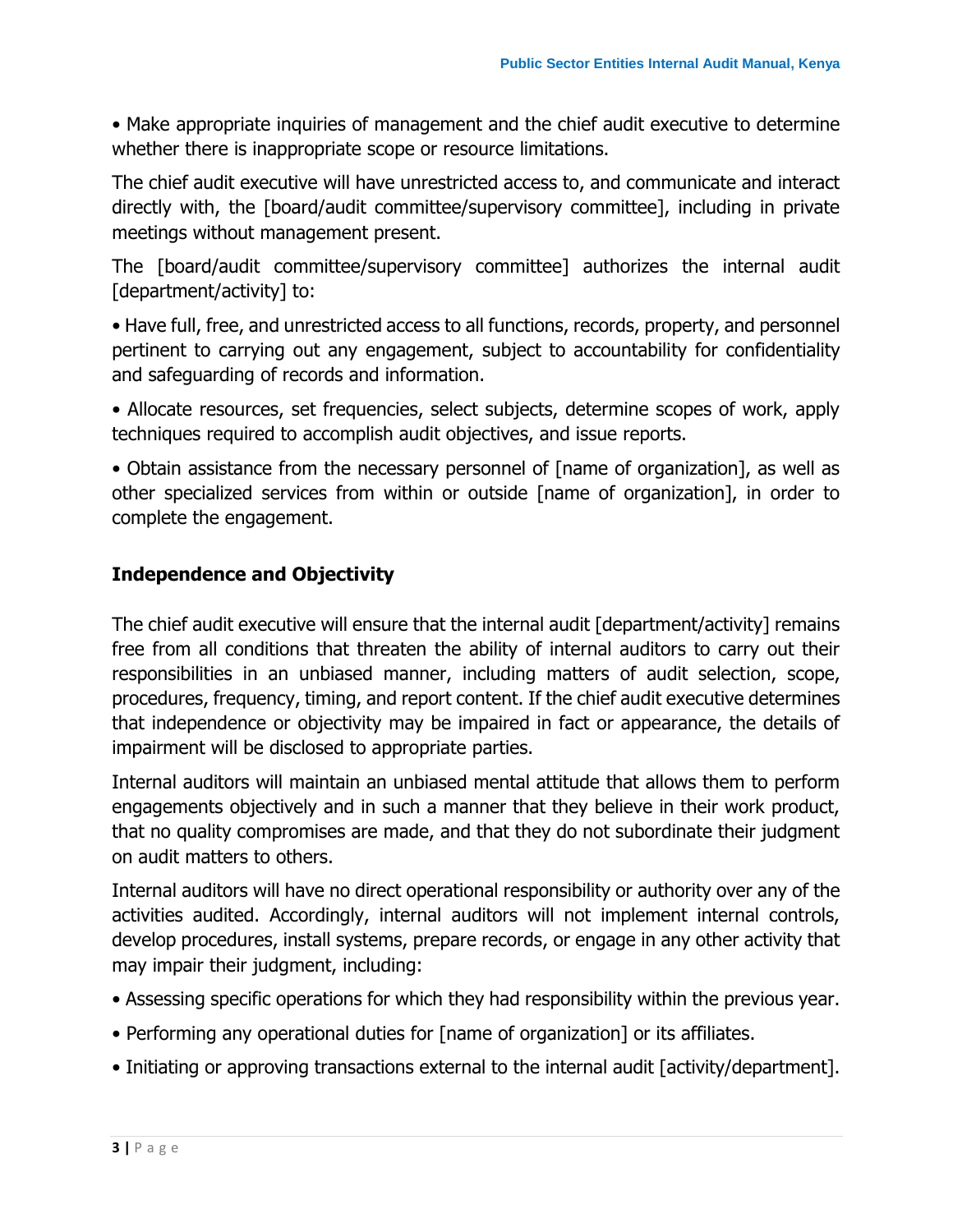- Make appropriate inquiries of management and the chief audit executive to determine whether there is inappropriate scope or resource limitations.

The chief audit executive will have unrestricted access to, and communicate and interact directly with, the [board/audit committee/supervisory committee], including in private meetings without management present.

The [board/audit committee/supervisory committee] authorizes the internal audit [department/activity] to:

- Have full, free, and unrestricted access to all functions, records, property, and personnel pertinent to carrying out any engagement, subject to accountability for confidentiality and safeguarding of records and information.
- Allocate resources, set frequencies, select subjects, determine scopes of work, apply techniques required to accomplish audit objectives, and issue reports.
- Obtain assistance from the necessary personnel of [name of organization], as well as other specialized services from within or outside [name of organization], in order to complete the engagement.

## Independence and Objectivity

The chief audit executive will ensure that the internal audit [department/activity] remains free from all conditions that threaten the ability of internal auditors to carry out their responsibilities in an unbiased manner, including matters of audit selection, scope, procedures, frequency, timing, and report content. If the chief audit executive determines that independence or objectivity may be impaired in fact or appearance, the details of impairment will be disclosed to appropriate parties.

Internal auditors will maintain an unbiased mental attitude that allows them to perform engagements objectively and in such a manner that they believe in their work product, that no quality compromises are made, and that they do not subordinate their judgment on audit matters to others.

Internal auditors will have no direct operational responsibility or authority over any of the activities audited. Accordingly, internal auditors will not implement internal controls, develop procedures, install systems, prepare records, or engage in any other activity that may impair their judgment, including:

- Assessing specific operations for which they had responsibility within the previous year.
- Performing any operational duties for [name of organization] or its affiliates.
- Initiating or approving transactions external to the internal audit [activity/department].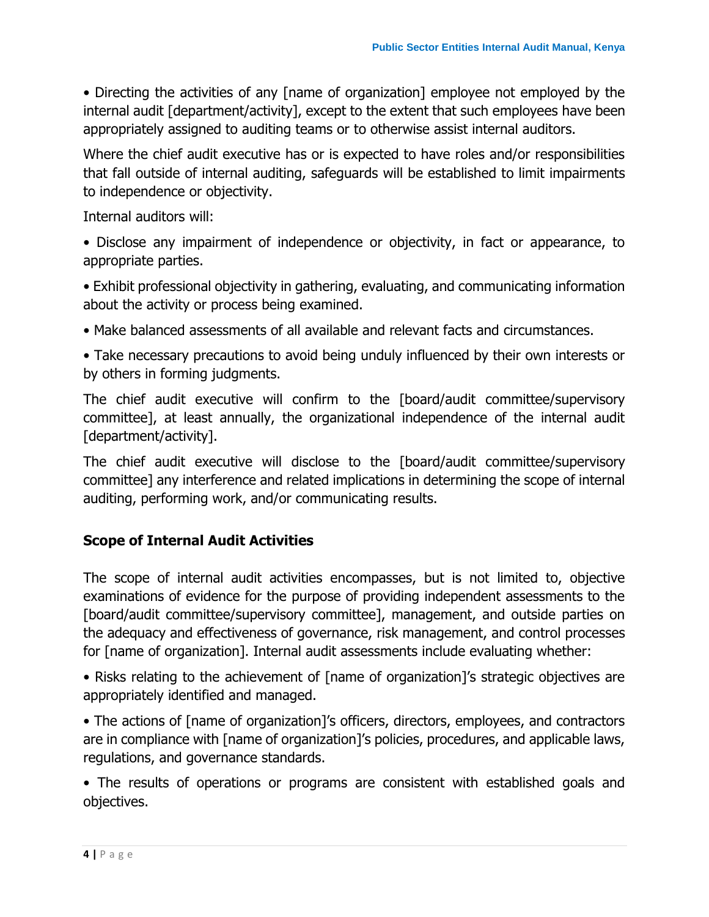- Directing the activities of any [name of organization] employee not employed by the internal audit [department/activity], except to the extent that such employees have been appropriately assigned to auditing teams or to otherwise assist internal auditors.

Where the chief audit executive has or is expected to have roles and/or responsibilities that fall outside of internal auditing, safeguards will be established to limit impairments to independence or objectivity.

Internal auditors will:

- Disclose any impairment of independence or objectivity, in fact or appearance, to appropriate parties.
- Exhibit professional objectivity in gathering, evaluating, and communicating information about the activity or process being examined.
- Make balanced assessments of all available and relevant facts and circumstances.
- Take necessary precautions to avoid being unduly influenced by their own interests or by others in forming judgments.

The chief audit executive will confirm to the [board/audit committee/supervisory committee], at least annually, the organizational independence of the internal audit [department/activity].

The chief audit executive will disclose to the [board/audit committee/supervisory committee] any interference and related implications in determining the scope of internal auditing, performing work, and/or communicating results.

### Scope of Internal Audit Activities

The scope of internal audit activities encompasses, but is not limited to, objective examinations of evidence for the purpose of providing independent assessments to the [board/audit committee/supervisory committee], management, and outside parties on the adequacy and effectiveness of governance, risk management, and control processes for [name of organization]. Internal audit assessments include evaluating whether:

- Risks relating to the achievement of [name of organization]'s strategic objectives are appropriately identified and managed.
- The actions of [name of organization]'s officers, directors, employees, and contractors are in compliance with [name of organization]'s policies, procedures, and applicable laws, regulations, and governance standards.
- The results of operations or programs are consistent with established goals and objectives.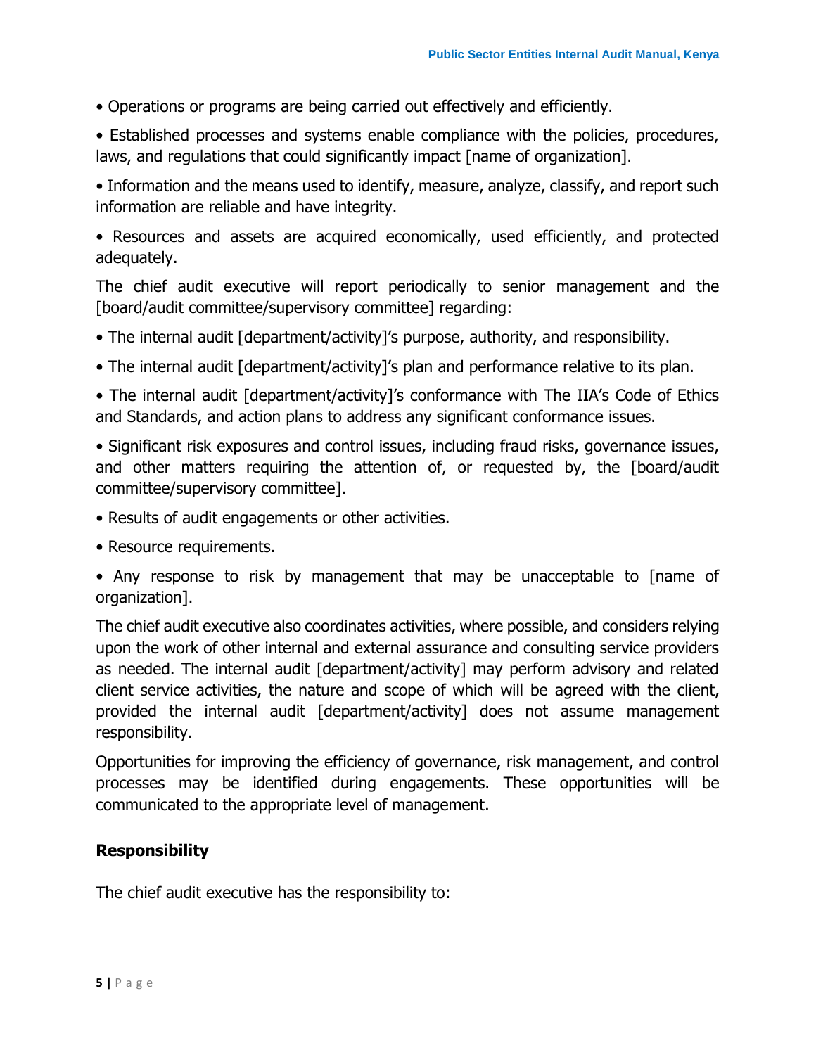- Operations or programs are being carried out effectively and efficiently.
- Established processes and systems enable compliance with the policies, procedures, laws, and regulations that could significantly impact [name of organization].
- Information and the means used to identify, measure, analyze, classify, and report such information are reliable and have integrity.
- Resources and assets are acquired economically, used efficiently, and protected adequately.

The chief audit executive will report periodically to senior management and the [board/audit committee/supervisory committee] regarding:

- The internal audit [department/activity]'s purpose, authority, and responsibility.
- The internal audit [department/activity]'s plan and performance relative to its plan.
- The internal audit [department/activity]'s conformance with The IIA's Code of Ethics and Standards, and action plans to address any significant conformance issues.
- Significant risk exposures and control issues, including fraud risks, governance issues, and other matters requiring the attention of, or requested by, the [board/audit committee/supervisory committee].
- Results of audit engagements or other activities.
- Resource requirements.
- Any response to risk by management that may be unacceptable to [name of organization].

The chief audit executive also coordinates activities, where possible, and considers relying upon the work of other internal and external assurance and consulting service providers as needed. The internal audit [department/activity] may perform advisory and related client service activities, the nature and scope of which will be agreed with the client, provided the internal audit [department/activity] does not assume management responsibility.

Opportunities for improving the efficiency of governance, risk management, and control processes may be identified during engagements. These opportunities will be communicated to the appropriate level of management.

## Responsibility

The chief audit executive has the responsibility to: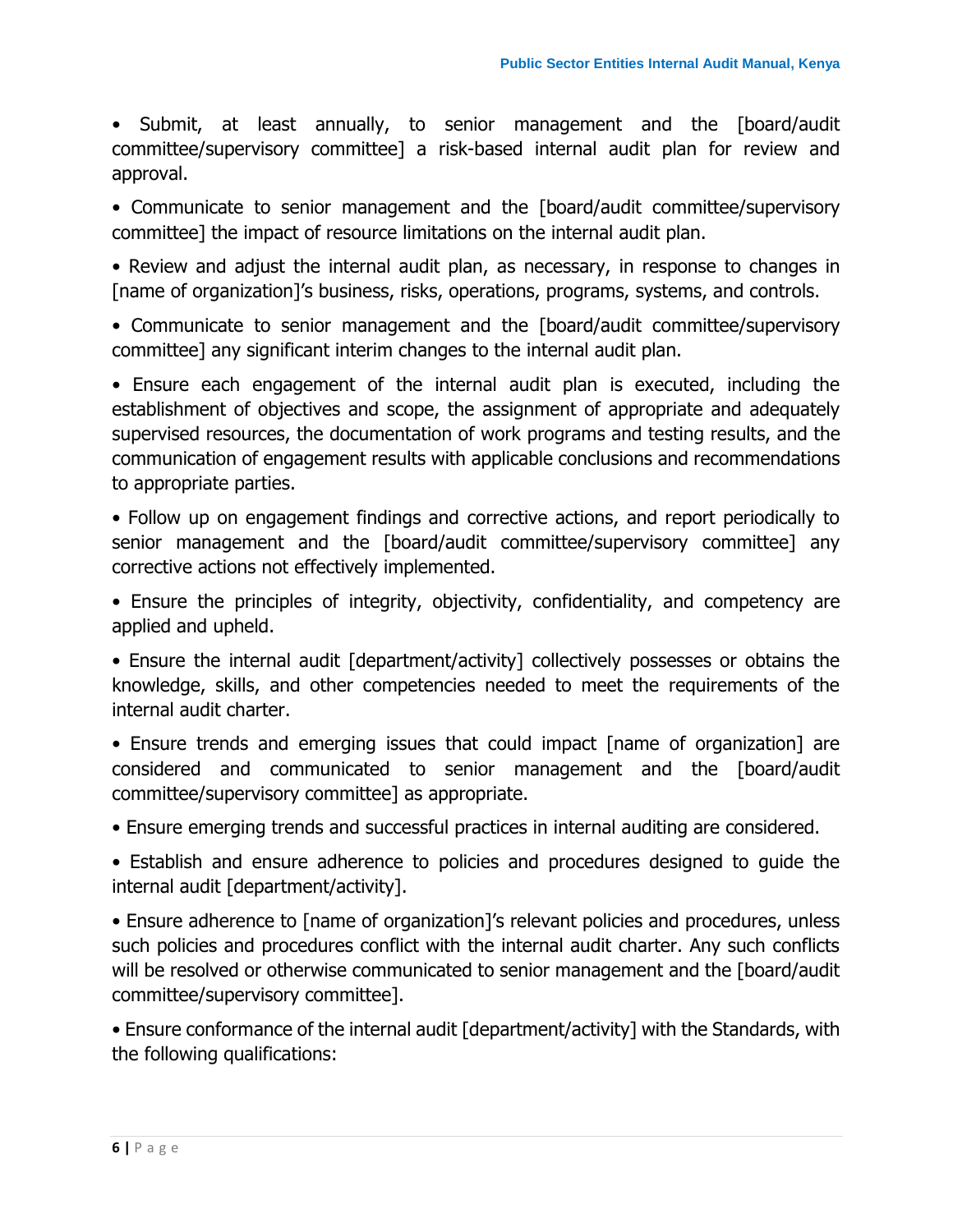- Submit, at least annually, to senior management and the [board/audit committee/supervisory committee] a risk-based internal audit plan for review and approval.

- Communicate to senior management and the [board/audit committee/supervisory committee] the impact of resource limitations on the internal audit plan.

- Review and adjust the internal audit plan, as necessary, in response to changes in [name of organization]'s business, risks, operations, programs, systems, and controls.

- Communicate to senior management and the [board/audit committee/supervisory committee] any significant interim changes to the internal audit plan.

- Ensure each engagement of the internal audit plan is executed, including the establishment of objectives and scope, the assignment of appropriate and adequately supervised resources, the documentation of work programs and testing results, and the communication of engagement results with applicable conclusions and recommendations to appropriate parties.

- Follow up on engagement findings and corrective actions, and report periodically to senior management and the [board/audit committee/supervisory committee] any corrective actions not effectively implemented.

- Ensure the principles of integrity, objectivity, confidentiality, and competency are applied and upheld.

- Ensure the internal audit [department/activity] collectively possesses or obtains the knowledge, skills, and other competencies needed to meet the requirements of the internal audit charter.

- Ensure trends and emerging issues that could impact [name of organization] are considered and communicated to senior management and the [board/audit committee/supervisory committee] as appropriate.

- Ensure emerging trends and successful practices in internal auditing are considered.

- Establish and ensure adherence to policies and procedures designed to guide the internal audit [department/activity].

- Ensure adherence to [name of organization]'s relevant policies and procedures, unless such policies and procedures conflict with the internal audit charter. Any such conflicts will be resolved or otherwise communicated to senior management and the [board/audit committee/supervisory committee].

- Ensure conformance of the internal audit [department/activity] with the Standards, with the following qualifications: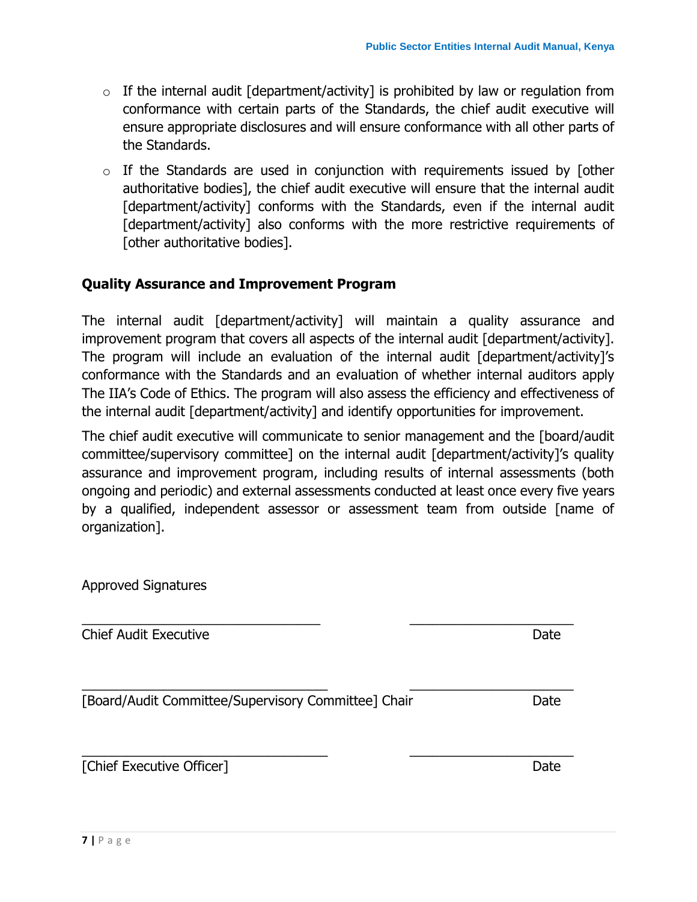- If the internal audit [department/activity] is prohibited by law or regulation from conformance with certain parts of the Standards, the chief audit executive will ensure appropriate disclosures and will ensure conformance with all other parts of the Standards.
- If the Standards are used in conjunction with requirements issued by [other authoritative bodies], the chief audit executive will ensure that the internal audit [department/activity] conforms with the Standards, even if the internal audit [department/activity] also conforms with the more restrictive requirements of [other authoritative bodies].

## Quality Assurance and Improvement Program

The internal audit [department/activity] will maintain a quality assurance and improvement program that covers all aspects of the internal audit [department/activity]. The program will include an evaluation of the internal audit [department/activity]'s conformance with the Standards and an evaluation of whether internal auditors apply The IIA's Code of Ethics. The program will also assess the efficiency and effectiveness of the internal audit [department/activity] and identify opportunities for improvement.

The chief audit executive will communicate to senior management and the [board/audit committee/supervisory committee] on the internal audit [department/activity]'s quality assurance and improvement program, including results of internal assessments (both ongoing and periodic) and external assessments conducted at least once every five years by a qualified, independent assessor or assessment team from outside [name of organization].

Approved Signatures

_________________________________ _______________________

Chief Audit Executive Date

_________________________________ _______________________

[Board/Audit Committee/Supervisory Committee] Chair Date

_________________________________ _______________________

[Chief Executive Officer] Date